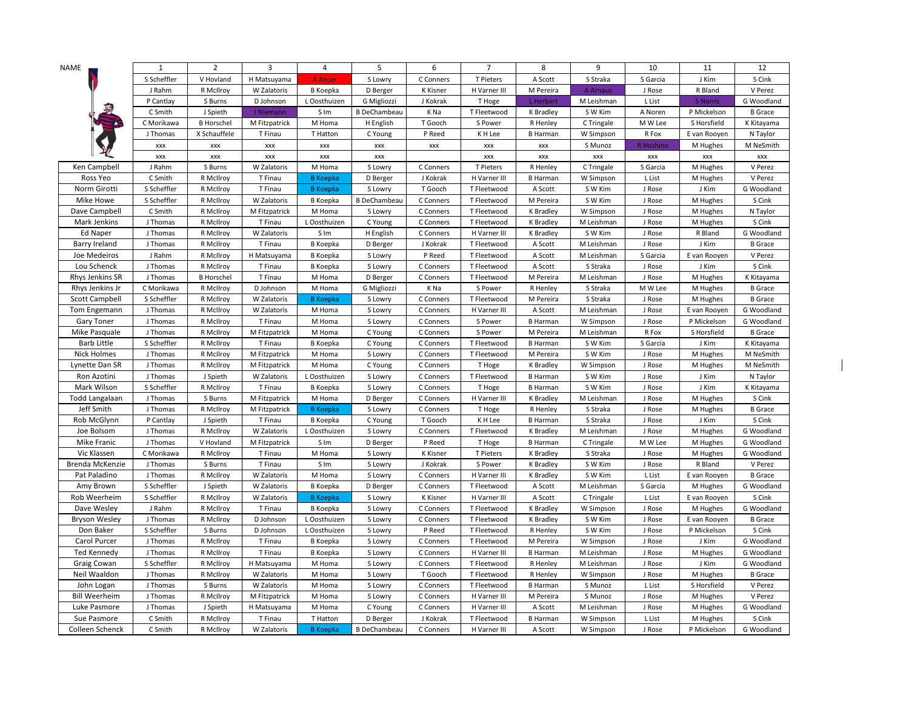| NAME | 1 | 2 | 3 | 4 | 5 | 6 | 7 | 8 | 9 | 10 | 11 | 12 |
|---|---|---|---|---|---|---|---|---|---|---|---|---|
| | S Scheffler | V Hovland | H Matsuyama | A Ancer | S Lowry | C Conners | T Pieters | A Scott | S Straka | S Garcia | J Kim | S Cink |
| | J Rahm | R McIlroy | W Zalatoris | B Koepka | D Berger | K Kisner | H Varner III | M Pereira | A Arnaus | J Rose | R Bland | V Perez |
| | P Cantlay | S Burns | D Johnson | L Oosthuizen | G Migliozzi | J Kokrak | T Hoge | L Herbert | M Leishman | L List | S Norris | G Woodland |
| | C Smith | J Spieth | J Niemann | S Im | B DeChambeau | K Na | T Fleetwood | K Bradley | S W Kim | A Noren | P Mickelson | B Grace |
| | C Morikawa | B Horschel | M Fitzpatrick | M Homa | H English | T Gooch | S Power | R Henley | C Tringale | M W Lee | S Horsfield | K Kitayama |
| | J Thomas | X Schauffele | T Finau | T Hatton | C Young | P Reed | K H Lee | B Harman | W Simpson | R Fox | E van Rooyen | N Taylor |
| | xxx | xxx | xxx | xxx | xxx | xxx | xxx | xxx | S Munoz | R Hoshino | M Hughes | M NeSmith |
| | xxx | xxx | xxx | xxx | xxx | | xxx | xxx | xxx | xxx | xxx | xxx |
| Ken Campbell | J Rahm | S Burns | W Zalatoris | M Homa | S Lowry | C Conners | T Pieters | R Henley | C Tringale | S Garcia | M Hughes | V Perez |
| Ross Yeo | C Smith | R McIlroy | T Finau | B Koepka | D Berger | J Kokrak | H Varner III | B Harman | W Simpson | L List | M Hughes | V Perez |
| Norm Girotti | S Scheffler | R McIlroy | T Finau | B Koepka | S Lowry | T Gooch | T Fleetwood | A Scott | S W Kim | J Rose | J Kim | G Woodland |
| Mike Howe | S Scheffler | R McIlroy | W Zalatoris | B Koepka | B DeChambeau | C Conners | T Fleetwood | M Pereira | S W Kim | J Rose | M Hughes | S Cink |
| Dave Campbell | C Smith | R McIlroy | M Fitzpatrick | M Homa | S Lowry | C Conners | T Fleetwood | K Bradley | W Simpson | J Rose | M Hughes | N Taylor |
| Mark Jenkins | J Thomas | R McIlroy | T Finau | L Oosthuizen | C Young | C Conners | T Fleetwood | K Bradley | M Leishman | J Rose | M Hughes | S Cink |
| Ed Naper | J Thomas | R McIlroy | W Zalatoris | S Im | H English | C Conners | H Varner III | K Bradley | S W Kim | J Rose | R Bland | G Woodland |
| Barry Ireland | J Thomas | R McIlroy | T Finau | B Koepka | D Berger | J Kokrak | T Fleetwood | A Scott | M Leishman | J Rose | J Kim | B Grace |
| Joe Medeiros | J Rahm | R McIlroy | H Matsuyama | B Koepka | S Lowry | P Reed | T Fleetwood | A Scott | M Leishman | S Garcia | E van Rooyen | V Perez |
| Lou Schenck | J Thomas | R McIlroy | T Finau | B Koepka | S Lowry | C Conners | T Fleetwood | A Scott | S Straka | J Rose | J Kim | S Cink |
| Rhys Jenkins SR | J Thomas | B Horschel | T Finau | M Homa | D Berger | C Conners | T Fleetwood | M Pereira | M Leishman | J Rose | M Hughes | K Kitayama |
| Rhys Jenkins Jr | C Morikawa | R McIlroy | D Johnson | M Homa | G Migliozzi | K Na | S Power | R Henley | S Straka | M W Lee | M Hughes | B Grace |
| Scott Campbell | S Scheffler | R McIlroy | W Zalatoris | B Koepka | S Lowry | C Conners | T Fleetwood | M Pereira | S Straka | J Rose | M Hughes | B Grace |
| Tom Engemann | J Thomas | R McIlroy | W Zalatoris | M Homa | S Lowry | C Conners | H Varner III | A Scott | M Leishman | J Rose | E van Rooyen | G Woodland |
| Gary Toner | J Thomas | R McIlroy | T Finau | M Homa | S Lowry | C Conners | S Power | B Harman | W Simpson | J Rose | P Mickelson | G Woodland |
| Mike Pasquale | J Thomas | R McIlroy | M Fitzpatrick | M Homa | C Young | C Conners | S Power | M Pereira | M Leishman | R Fox | S Horsfield | B Grace |
| Barb Little | S Scheffler | R McIlroy | T Finau | B Koepka | C Young | C Conners | T Fleetwood | B Harman | S W Kim | S Garcia | J Kim | K Kitayama |
| Nick Holmes | J Thomas | R McIlroy | M Fitzpatrick | M Homa | S Lowry | C Conners | T Fleetwood | M Pereira | S W Kim | J Rose | M Hughes | M NeSmith |
| Lynette Dan SR | J Thomas | R McIlroy | M Fitzpatrick | M Homa | C Young | C Conners | T Hoge | K Bradley | W Simpson | J Rose | M Hughes | M NeSmith |
| Ron Azotini | J Thomas | J Spieth | W Zalatoris | L Oosthuizen | S Lowry | C Conners | T Fleetwood | B Harman | S W Kim | J Rose | J Kim | N Taylor |
| Mark Wilson | S Scheffler | R McIlroy | T Finau | B Koepka | S Lowry | C Conners | T Hoge | B Harman | S W Kim | J Rose | J Kim | K Kitayama |
| Todd Langalaan | J Thomas | S Burns | M Fitzpatrick | M Homa | D Berger | C Conners | H Varner III | K Bradley | M Leishman | J Rose | M Hughes | S Cink |
| Jeff Smith | J Thomas | R McIlroy | M Fitzpatrick | B Koepka | S Lowry | C Conners | T Hoge | R Henley | S Straka | J Rose | M Hughes | B Grace |
| Rob McGlynn | P Cantlay | J Spieth | T Finau | B Koepka | C Young | T Gooch | K H Lee | B Harman | S Straka | J Rose | J Kim | S Cink |
| Joe Bolsom | J Thomas | R McIlroy | W Zalatoris | L Oosthuizen | S Lowry | C Conners | T Fleetwood | K Bradley | M Leishman | J Rose | M Hughes | G Woodland |
| Mike Franic | J Thomas | V Hovland | M Fitzpatrick | S Im | D Berger | P Reed | T Hoge | B Harman | C Tringale | M W Lee | M Hughes | G Woodland |
| Vic Klassen | C Morikawa | R McIlroy | T Finau | M Homa | S Lowry | K Kisner | T Pieters | K Bradley | S Straka | J Rose | M Hughes | G Woodland |
| Brenda McKenzie | J Thomas | S Burns | T Finau | S Im | S Lowry | J Kokrak | S Power | K Bradley | S W Kim | J Rose | R Bland | V Perez |
| Pat Paladino | J Thomas | R McIlroy | W Zalatoris | M Homa | S Lowry | C Conners | H Varner III | K Bradley | S W Kim | L List | E van Rooyen | B Grace |
| Amy Brown | S Scheffler | J Spieth | W Zalatoris | B Koepka | D Berger | C Conners | T Fleetwood | A Scott | M Leishman | S Garcia | M Hughes | G Woodland |
| Rob Weerheim | S Scheffler | R McIlroy | W Zalatoris | B Koepka | S Lowry | K Kisner | H Varner III | A Scott | C Tringale | L List | E van Rooyen | S Cink |
| Dave Wesley | J Rahm | R McIlroy | T Finau | B Koepka | S Lowry | C Conners | T Fleetwood | K Bradley | W Simpson | J Rose | M Hughes | G Woodland |
| Bryson Wesley | J Thomas | R McIlroy | D Johnson | L Oosthuizen | S Lowry | C Conners | T Fleetwood | K Bradley | S W Kim | J Rose | E van Rooyen | B Grace |
| Don Baker | S Scheffler | S Burns | D Johnson | L Oosthuizen | S Lowry | P Reed | T Fleetwood | R Henley | S W Kim | J Rose | P Mickelson | S Cink |
| Carol Purcer | J Thomas | R McIlroy | T Finau | B Koepka | S Lowry | C Conners | T Fleetwood | M Pereira | W Simpson | J Rose | J Kim | G Woodland |
| Ted Kennedy | J Thomas | R McIlroy | T Finau | B Koepka | S Lowry | C Conners | H Varner III | B Harman | M Leishman | J Rose | M Hughes | G Woodland |
| Graig Cowan | S Scheffler | R McIlroy | H Matsuyama | M Homa | S Lowry | C Conners | T Fleetwood | R Henley | M Leishman | J Rose | J Kim | G Woodland |
| Neil Waaldon | J Thomas | R McIlroy | W Zalatoris | M Homa | S Lowry | T Gooch | T Fleetwood | R Henley | W Simpson | J Rose | M Hughes | B Grace |
| John Logan | J Thomas | S Burns | W Zalatoris | M Homa | S Lowry | C Conners | T Fleetwood | B Harman | S Munoz | L List | S Horsfield | V Perez |
| Bill Weerheim | J Thomas | R McIlroy | M Fitzpatrick | M Homa | S Lowry | C Conners | H Varner III | M Pereira | S Munoz | J Rose | M Hughes | V Perez |
| Luke Pasmore | J Thomas | J Spieth | H Matsuyama | M Homa | C Young | C Conners | H Varner III | A Scott | M Leishman | J Rose | M Hughes | G Woodland |
| Sue Pasmore | C Smith | R McIlroy | T Finau | T Hatton | D Berger | J Kokrak | T Fleetwood | B Harman | W Simpson | L List | M Hughes | S Cink |
| Colleen Schenck | C Smith | R McIlroy | W Zalatoris | B Koepka | B DeChambeau | C Conners | H Varner III | A Scott | W Simpson | J Rose | P Mickelson | G Woodland |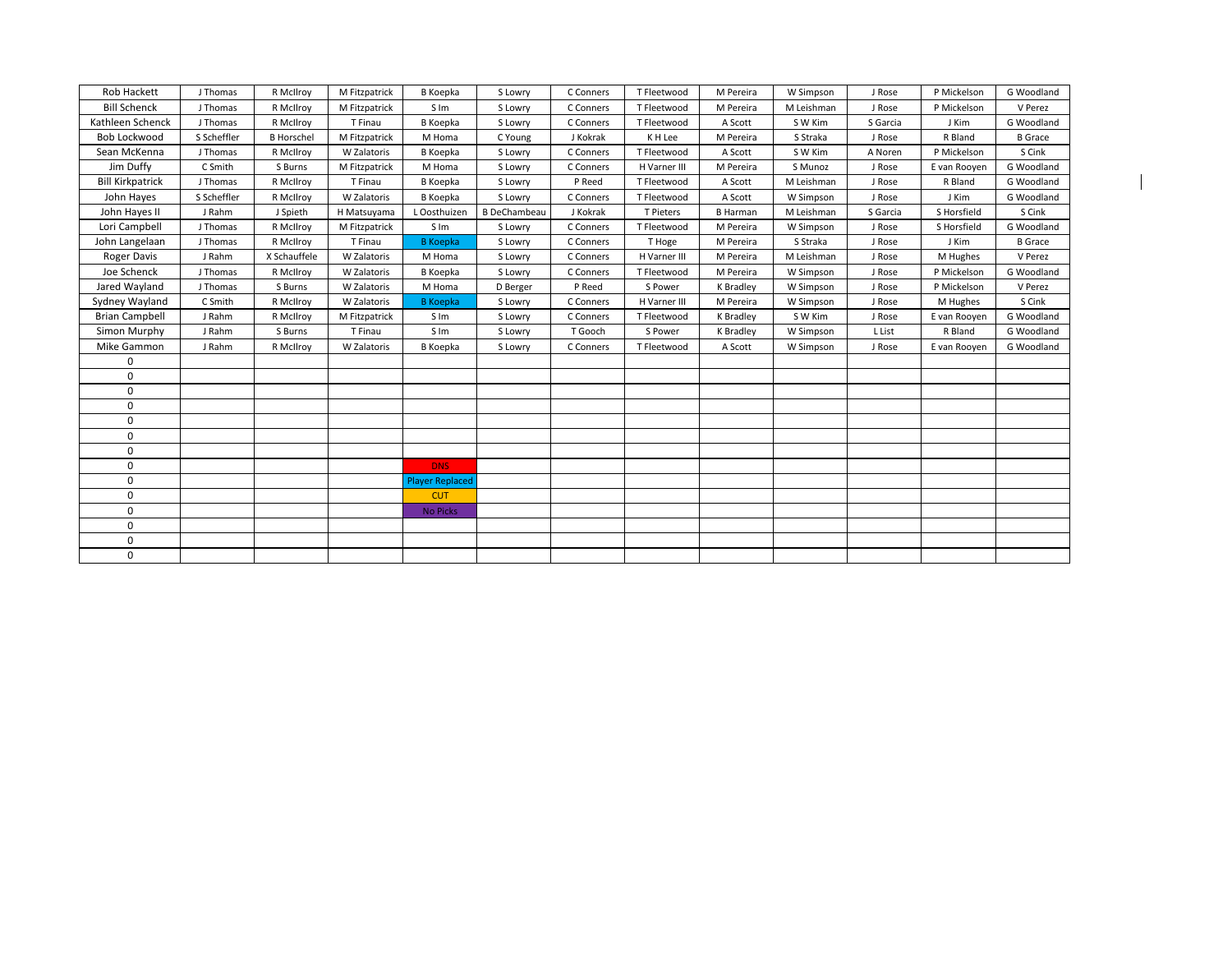| | | | | | | | | | | | | |
|---|---|---|---|---|---|---|---|---|---|---|---|---|
| Rob Hackett | J Thomas | R McIlroy | M Fitzpatrick | B Koepka | S Lowry | C Conners | T Fleetwood | M Pereira | W Simpson | J Rose | P Mickelson | G Woodland |
| Bill Schenck | J Thomas | R McIlroy | M Fitzpatrick | S Im | S Lowry | C Conners | T Fleetwood | M Pereira | M Leishman | J Rose | P Mickelson | V Perez |
| Kathleen Schenck | J Thomas | R McIlroy | T Finau | B Koepka | S Lowry | C Conners | T Fleetwood | A Scott | S W Kim | S Garcia | J Kim | G Woodland |
| Bob Lockwood | S Scheffler | B Horschel | M Fitzpatrick | M Homa | C Young | J Kokrak | K H Lee | M Pereira | S Straka | J Rose | R Bland | B Grace |
| Sean McKenna | J Thomas | R McIlroy | W Zalatoris | B Koepka | S Lowry | C Conners | T Fleetwood | A Scott | S W Kim | A Noren | P Mickelson | S Cink |
| Jim Duffy | C Smith | S Burns | M Fitzpatrick | M Homa | S Lowry | C Conners | H Varner III | M Pereira | S Munoz | J Rose | E van Rooyen | G Woodland |
| Bill Kirkpatrick | J Thomas | R McIlroy | T Finau | B Koepka | S Lowry | P Reed | T Fleetwood | A Scott | M Leishman | J Rose | R Bland | G Woodland |
| John Hayes | S Scheffler | R McIlroy | W Zalatoris | B Koepka | S Lowry | C Conners | T Fleetwood | A Scott | W Simpson | J Rose | J Kim | G Woodland |
| John Hayes II | J Rahm | J Spieth | H Matsuyama | L Oosthuizen | B DeChambeau | J Kokrak | T Pieters | B Harman | M Leishman | S Garcia | S Horsfield | S Cink |
| Lori Campbell | J Thomas | R McIlroy | M Fitzpatrick | S Im | S Lowry | C Conners | T Fleetwood | M Pereira | W Simpson | J Rose | S Horsfield | G Woodland |
| John Langelaan | J Thomas | R McIlroy | T Finau | B Koepka | S Lowry | C Conners | T Hoge | M Pereira | S Straka | J Rose | J Kim | B Grace |
| Roger Davis | J Rahm | X Schauffele | W Zalatoris | M Homa | S Lowry | C Conners | H Varner III | M Pereira | M Leishman | J Rose | M Hughes | V Perez |
| Joe Schenck | J Thomas | R McIlroy | W Zalatoris | B Koepka | S Lowry | C Conners | T Fleetwood | M Pereira | W Simpson | J Rose | P Mickelson | G Woodland |
| Jared Wayland | J Thomas | S Burns | W Zalatoris | M Homa | D Berger | P Reed | S Power | K Bradley | W Simpson | J Rose | P Mickelson | V Perez |
| Sydney Wayland | C Smith | R McIlroy | W Zalatoris | B Koepka | S Lowry | C Conners | H Varner III | M Pereira | W Simpson | J Rose | M Hughes | S Cink |
| Brian Campbell | J Rahm | R McIlroy | M Fitzpatrick | S Im | S Lowry | C Conners | T Fleetwood | K Bradley | S W Kim | J Rose | E van Rooyen | G Woodland |
| Simon Murphy | J Rahm | S Burns | T Finau | S Im | S Lowry | T Gooch | S Power | K Bradley | W Simpson | L List | R Bland | G Woodland |
| Mike Gammon | J Rahm | R McIlroy | W Zalatoris | B Koepka | S Lowry | C Conners | T Fleetwood | A Scott | W Simpson | J Rose | E van Rooyen | G Woodland |
| 0 | | | | | | | | | | | | |
| 0 | | | | | | | | | | | | |
| 0 | | | | | | | | | | | | |
| 0 | | | | | | | | | | | | |
| 0 | | | | | | | | | | | | |
| 0 | | | | | | | | | | | | |
| 0 | | | | | | | | | | | | |
| 0 | | | | DNS | | | | | | | | |
| 0 | | | | Player Replaced | | | | | | | | |
| 0 | | | | CUT | | | | | | | | |
| 0 | | | | No Picks | | | | | | | | |
| 0 | | | | | | | | | | | | |
| 0 | | | | | | | | | | | | |
| 0 | | | | | | | | | | | | |